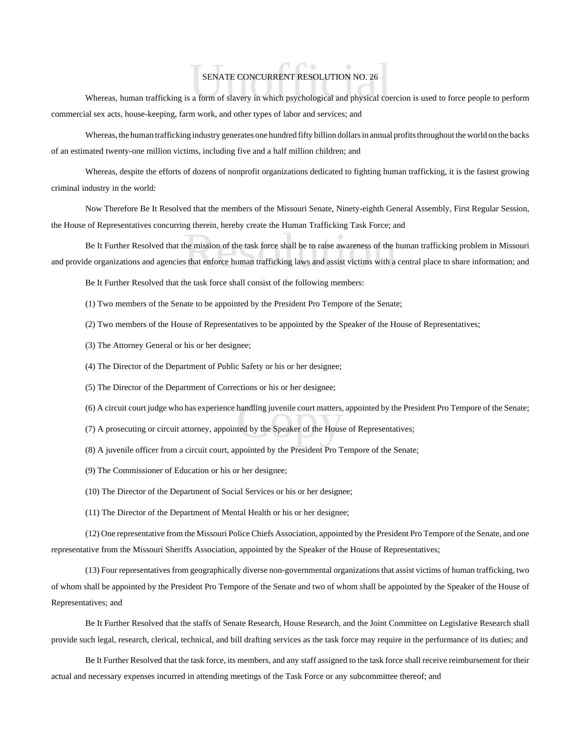# SENATE CONCURRENT RESOLUTION NO. 26

Whereas, human trafficking is a form of slavery in which psychological and physical coercion is used to force people to perform commercial sex acts, house-keeping, farm work, and other types of labor and services; and

Whereas, the human trafficking industry generates one hundred fifty billion dollars in annual profits throughout the world on the backs of an estimated twenty-one million victims, including five and a half million children; and

Whereas, despite the efforts of dozens of nonprofit organizations dedicated to fighting human trafficking, it is the fastest growing criminal industry in the world:

Now Therefore Be It Resolved that the members of the Missouri Senate, Ninety-eighth General Assembly, First Regular Session, the House of Representatives concurring therein, hereby create the Human Trafficking Task Force; and

Be It Further Resolved that the mission of the task force shall be to raise awareness of the human trafficking problem in Missouri and provide organizations and agencies that enforce human trafficking laws and assist victims with a central place to share information; and

Be It Further Resolved that the task force shall consist of the following members:

(1) Two members of the Senate to be appointed by the President Pro Tempore of the Senate;

(2) Two members of the House of Representatives to be appointed by the Speaker of the House of Representatives;

(3) The Attorney General or his or her designee;

(4) The Director of the Department of Public Safety or his or her designee;

(5) The Director of the Department of Corrections or his or her designee;

(6) A circuit court judge who has experience handling juvenile court matters, appointed by the President Pro Tempore of the Senate;

(7) A prosecuting or circuit attorney, appointed by the Speaker of the House of Representatives;

(8) A juvenile officer from a circuit court, appointed by the President Pro Tempore of the Senate;

(9) The Commissioner of Education or his or her designee;

(10) The Director of the Department of Social Services or his or her designee;

(11) The Director of the Department of Mental Health or his or her designee;

(12) One representative from the Missouri Police Chiefs Association, appointed by the President Pro Tempore of the Senate, and one representative from the Missouri Sheriffs Association, appointed by the Speaker of the House of Representatives;

(13) Four representatives from geographically diverse non-governmental organizations that assist victims of human trafficking, two of whom shall be appointed by the President Pro Tempore of the Senate and two of whom shall be appointed by the Speaker of the House of Representatives; and

Be It Further Resolved that the staffs of Senate Research, House Research, and the Joint Committee on Legislative Research shall provide such legal, research, clerical, technical, and bill drafting services as the task force may require in the performance of its duties; and

Be It Further Resolved that the task force, its members, and any staff assigned to the task force shall receive reimbursement for their actual and necessary expenses incurred in attending meetings of the Task Force or any subcommittee thereof; and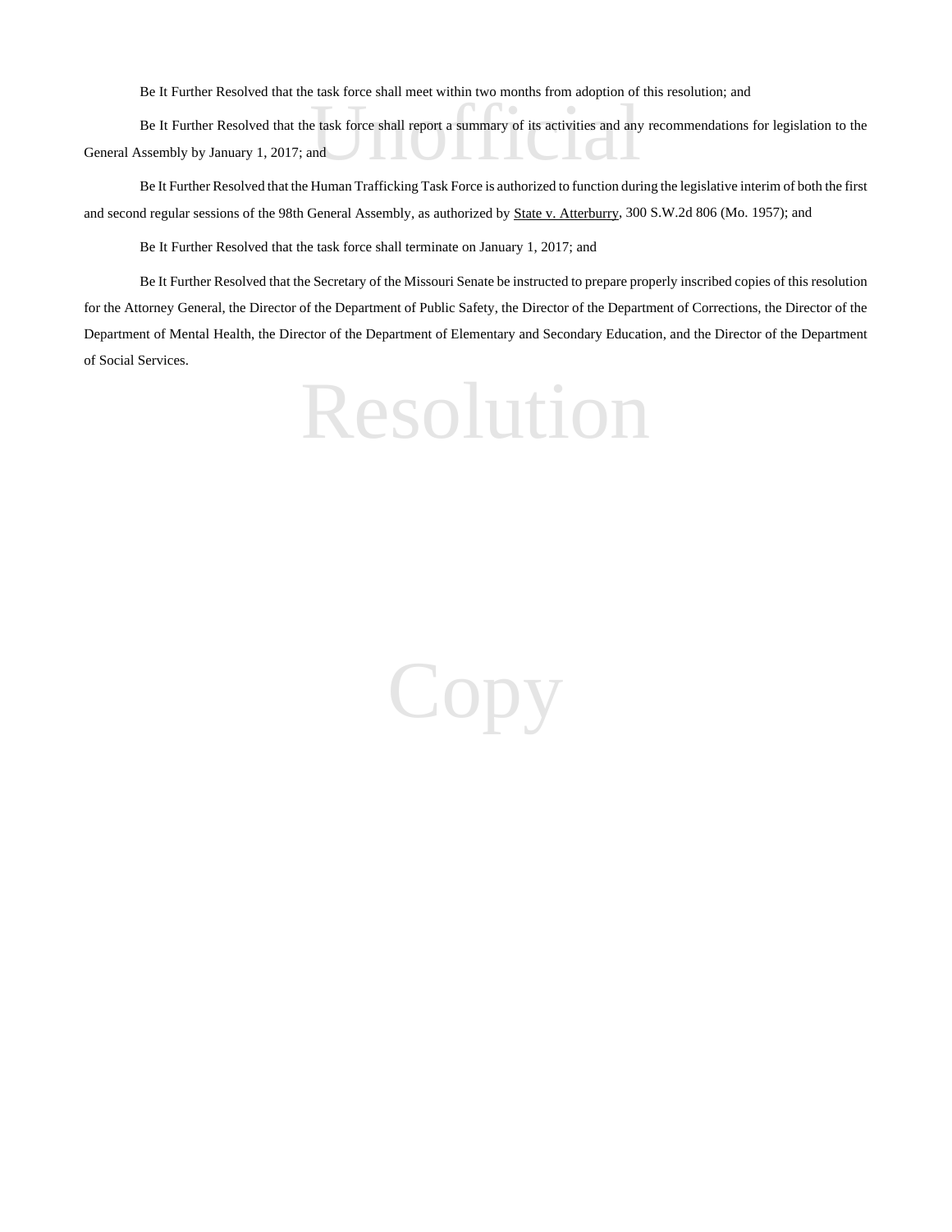Be It Further Resolved that the task force shall meet within two months from adoption of this resolution; and

Be It Further Resolved that the task force shall report a summary of its activities and any recommendations for legislation to the General Assembly by January 1, 2017; and

Be It Further Resolved that the Human Trafficking Task Force is authorized to function during the legislative interim of both the first and second regular sessions of the 98th General Assembly, as authorized by State v. Atterburry, 300 S.W.2d 806 (Mo. 1957); and

Be It Further Resolved that the task force shall terminate on January 1, 2017; and

Be It Further Resolved that the Secretary of the Missouri Senate be instructed to prepare properly inscribed copies of this resolution for the Attorney General, the Director of the Department of Public Safety, the Director of the Department of Corrections, the Director of the Department of Mental Health, the Director of the Department of Elementary and Secondary Education, and the Director of the Department of Social Services.